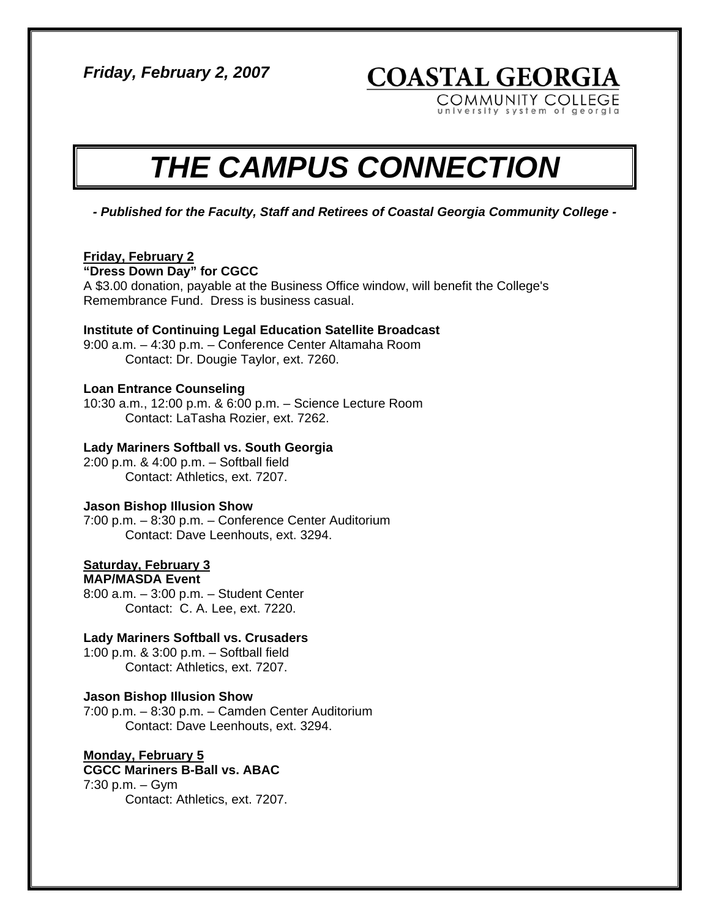*Friday, February 2, 2007*

**COASTAL GEORGIA**
COMMUNITY COLLEGE
university system of georgia

# *THE CAMPUS CONNECTION*

***- Published for the Faculty, Staff and Retirees of Coastal Georgia Community College -***

**Friday, February 2**

**"Dress Down Day" for CGCC**
A $3.00 donation, payable at the Business Office window, will benefit the College's Remembrance Fund. Dress is business casual.

**Institute of Continuing Legal Education Satellite Broadcast**
9:00 a.m. – 4:30 p.m. – Conference Center Altamaha Room
Contact: Dr. Dougie Taylor, ext. 7260.

**Loan Entrance Counseling**
10:30 a.m., 12:00 p.m. & 6:00 p.m. – Science Lecture Room
Contact: LaTasha Rozier, ext. 7262.

**Lady Mariners Softball vs. South Georgia**
2:00 p.m. & 4:00 p.m. – Softball field
Contact: Athletics, ext. 7207.

**Jason Bishop Illusion Show**
7:00 p.m. – 8:30 p.m. – Conference Center Auditorium
Contact: Dave Leenhouts, ext. 3294.

**Saturday, February 3**

**MAP/MASDA Event**
8:00 a.m. – 3:00 p.m. – Student Center
Contact: C. A. Lee, ext. 7220.

**Lady Mariners Softball vs. Crusaders**
1:00 p.m. & 3:00 p.m. – Softball field
Contact: Athletics, ext. 7207.

**Jason Bishop Illusion Show**
7:00 p.m. – 8:30 p.m. – Camden Center Auditorium
Contact: Dave Leenhouts, ext. 3294.

**Monday, February 5**

**CGCC Mariners B-Ball vs. ABAC**
7:30 p.m. – Gym
Contact: Athletics, ext. 7207.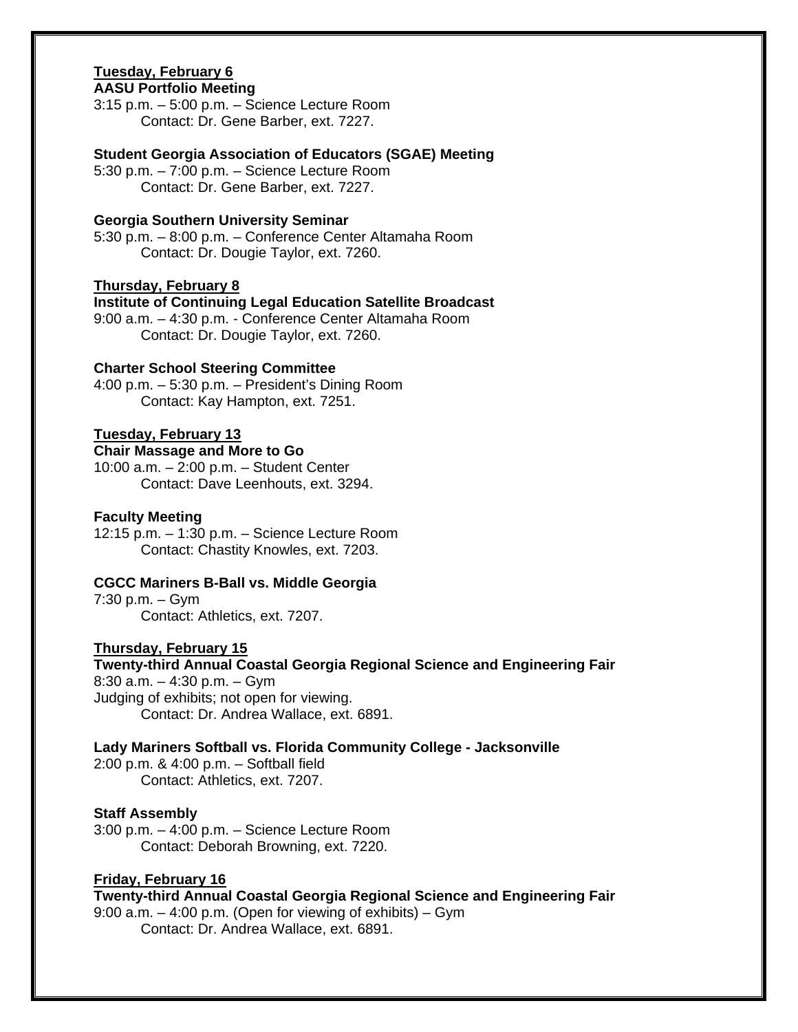**Tuesday, February 6**

**AASU Portfolio Meeting**
3:15 p.m. – 5:00 p.m. – Science Lecture Room
Contact: Dr. Gene Barber, ext. 7227.

**Student Georgia Association of Educators (SGAE) Meeting**
5:30 p.m. – 7:00 p.m. – Science Lecture Room
Contact: Dr. Gene Barber, ext. 7227.

**Georgia Southern University Seminar**
5:30 p.m. – 8:00 p.m. – Conference Center Altamaha Room
Contact: Dr. Dougie Taylor, ext. 7260.

**Thursday, February 8**

**Institute of Continuing Legal Education Satellite Broadcast**
9:00 a.m. – 4:30 p.m. - Conference Center Altamaha Room
Contact: Dr. Dougie Taylor, ext. 7260.

**Charter School Steering Committee**
4:00 p.m. – 5:30 p.m. – President's Dining Room
Contact: Kay Hampton, ext. 7251.

**Tuesday, February 13**

**Chair Massage and More to Go**
10:00 a.m. – 2:00 p.m. – Student Center
Contact: Dave Leenhouts, ext. 3294.

**Faculty Meeting**
12:15 p.m. – 1:30 p.m. – Science Lecture Room
Contact: Chastity Knowles, ext. 7203.

**CGCC Mariners B-Ball vs. Middle Georgia**
7:30 p.m. – Gym
Contact: Athletics, ext. 7207.

**Thursday, February 15**

**Twenty-third Annual Coastal Georgia Regional Science and Engineering Fair**
8:30 a.m. – 4:30 p.m. – Gym
Judging of exhibits; not open for viewing.
Contact: Dr. Andrea Wallace, ext. 6891.

**Lady Mariners Softball vs. Florida Community College - Jacksonville**
2:00 p.m. & 4:00 p.m. – Softball field
Contact: Athletics, ext. 7207.

**Staff Assembly**
3:00 p.m. – 4:00 p.m. – Science Lecture Room
Contact: Deborah Browning, ext. 7220.

**Friday, February 16**

**Twenty-third Annual Coastal Georgia Regional Science and Engineering Fair**
9:00 a.m. – 4:00 p.m. (Open for viewing of exhibits) – Gym
Contact: Dr. Andrea Wallace, ext. 6891.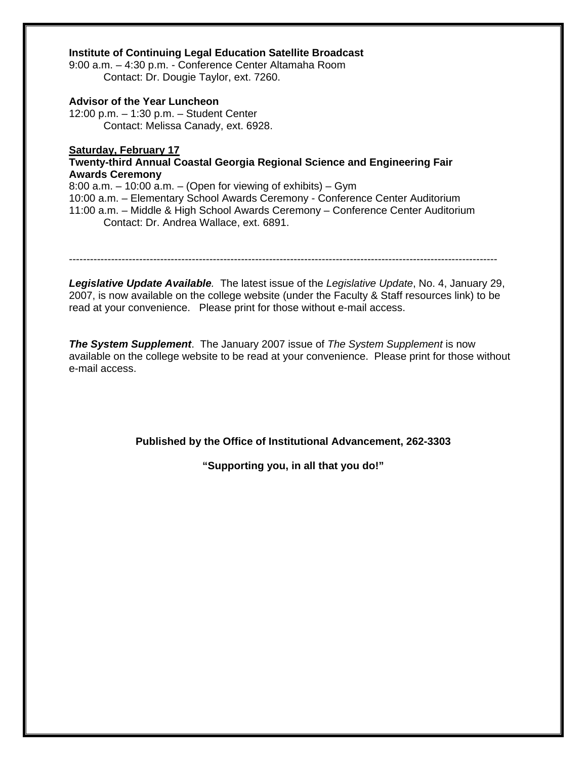**Institute of Continuing Legal Education Satellite Broadcast**
9:00 a.m. – 4:30 p.m. - Conference Center Altamaha Room
Contact: Dr. Dougie Taylor, ext. 7260.

**Advisor of the Year Luncheon**
12:00 p.m. – 1:30 p.m. – Student Center
Contact: Melissa Canady, ext. 6928.

**Saturday, February 17**
**Twenty-third Annual Coastal Georgia Regional Science and Engineering Fair Awards Ceremony**
8:00 a.m. – 10:00 a.m. – (Open for viewing of exhibits) – Gym
10:00 a.m. – Elementary School Awards Ceremony - Conference Center Auditorium
11:00 a.m. – Middle & High School Awards Ceremony – Conference Center Auditorium
Contact: Dr. Andrea Wallace, ext. 6891.

---

***Legislative Update Available**.* The latest issue of the *Legislative Update*, No. 4, January 29, 2007, is now available on the college website (under the Faculty & Staff resources link) to be read at your convenience. Please print for those without e-mail access.

***The System Supplement***. The January 2007 issue of *The System Supplement* is now available on the college website to be read at your convenience. Please print for those without e-mail access.

**Published by the Office of Institutional Advancement, 262-3303**

**"Supporting you, in all that you do!"**